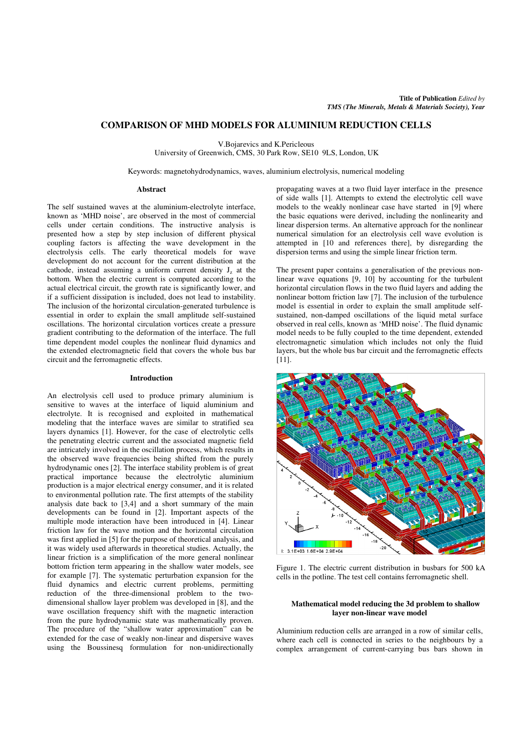**Title of Publication** *Edited by*
***TMS (The Minerals, Metals & Materials Society), Year***

# COMPARISON OF MHD MODELS FOR ALUMINIUM REDUCTION CELLS

V.Bojarevics and K.Pericleous
University of Greenwich, CMS, 30 Park Row, SE10 9LS, London, UK

Keywords: magnetohydrodynamics, waves, aluminium electrolysis, numerical modeling

## Abstract

The self sustained waves at the aluminium-electrolyte interface, known as 'MHD noise', are observed in the most of commercial cells under certain conditions. The instructive analysis is presented how a step by step inclusion of different physical coupling factors is affecting the wave development in the electrolysis cells. The early theoretical models for wave development do not account for the current distribution at the cathode, instead assuming a uniform current density $J_z$ at the bottom. When the electric current is computed according to the actual electrical circuit, the growth rate is significantly lower, and if a sufficient dissipation is included, does not lead to instability. The inclusion of the horizontal circulation-generated turbulence is essential in order to explain the small amplitude self-sustained oscillations. The horizontal circulation vortices create a pressure gradient contributing to the deformation of the interface. The full time dependent model couples the nonlinear fluid dynamics and the extended electromagnetic field that covers the whole bus bar circuit and the ferromagnetic effects.

## Introduction

An electrolysis cell used to produce primary aluminium is sensitive to waves at the interface of liquid aluminium and electrolyte. It is recognised and exploited in mathematical modeling that the interface waves are similar to stratified sea layers dynamics [1]. However, for the case of electrolytic cells the penetrating electric current and the associated magnetic field are intricately involved in the oscillation process, which results in the observed wave frequencies being shifted from the purely hydrodynamic ones [2]. The interface stability problem is of great practical importance because the electrolytic aluminium production is a major electrical energy consumer, and it is related to environmental pollution rate. The first attempts of the stability analysis date back to [3,4] and a short summary of the main developments can be found in [2]. Important aspects of the multiple mode interaction have been introduced in [4]. Linear friction law for the wave motion and the horizontal circulation was first applied in [5] for the purpose of theoretical analysis, and it was widely used afterwards in theoretical studies. Actually, the linear friction is a simplification of the more general nonlinear bottom friction term appearing in the shallow water models, see for example [7]. The systematic perturbation expansion for the fluid dynamics and electric current problems, permitting reduction of the three-dimensional problem to the two-dimensional shallow layer problem was developed in [8], and the wave oscillation frequency shift with the magnetic interaction from the pure hydrodynamic state was mathematically proven. The procedure of the "shallow water approximation" can be extended for the case of weakly non-linear and dispersive waves using the Boussinesq formulation for non-unidirectionally propagating waves at a two fluid layer interface in the presence of side walls [1]. Attempts to extend the electrolytic cell wave models to the weakly nonlinear case have started in [9] where the basic equations were derived, including the nonlinearity and linear dispersion terms. An alternative approach for the nonlinear numerical simulation for an electrolysis cell wave evolution is attempted in [10 and references there], by disregarding the dispersion terms and using the simple linear friction term.

The present paper contains a generalisation of the previous non-linear wave equations [9, 10] by accounting for the turbulent horizontal circulation flows in the two fluid layers and adding the nonlinear bottom friction law [7]. The inclusion of the turbulence model is essential in order to explain the small amplitude self-sustained, non-damped oscillations of the liquid metal surface observed in real cells, known as 'MHD noise'. The fluid dynamic model needs to be fully coupled to the time dependent, extended electromagnetic simulation which includes not only the fluid layers, but the whole bus bar circuit and the ferromagnetic effects [11].

Figure 1. The electric current distribution in busbars for 500 kA cells in the potline. The test cell contains ferromagnetic shell.

### Mathematical model reducing the 3d problem to shallow layer non-linear wave model

Aluminium reduction cells are arranged in a row of similar cells, where each cell is connected in series to the neighbours by a complex arrangement of current-carrying bus bars shown in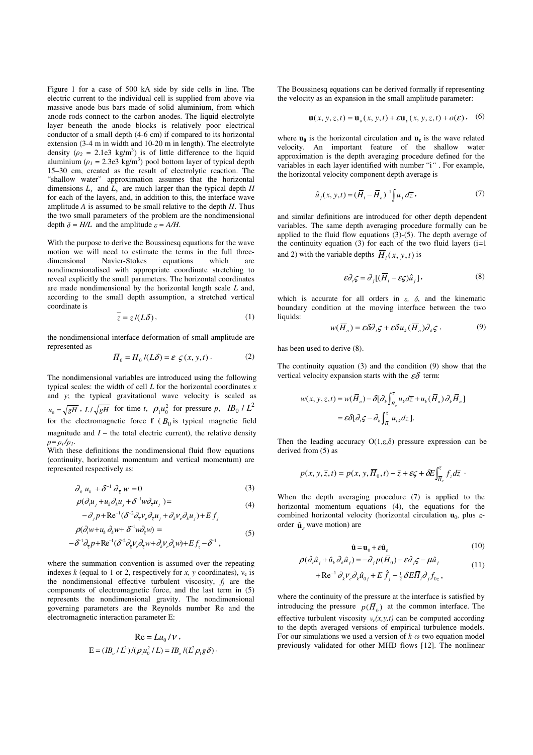Figure 1 for a case of 500 kA side by side cells in line. The electric current to the individual cell is supplied from above via massive anode bus bars made of solid aluminium, from which anode rods connect to the carbon anodes. The liquid electrolyte layer beneath the anode blocks is relatively poor electrical conductor of a small depth (4-6 cm) if compared to its horizontal extension (3-4 m in width and 10-20 m in length). The electrolyte density ($\rho_2$ = 2.1e3 kg/m$^3$) is of little difference to the liquid aluminium ($\rho_1$ = 2.3e3 kg/m$^3$) pool bottom layer of typical depth 15–30 cm, created as the result of electrolytic reaction. The "shallow water" approximation assumes that the horizontal dimensions $L_x$ and $L_y$ are much larger than the typical depth $H$ for each of the layers, and, in addition to this, the interface wave amplitude $A$ is assumed to be small relative to the depth $H$. Thus the two small parameters of the problem are the nondimensional depth $\delta = H/L$ and the amplitude $\varepsilon = A/H$.

With the purpose to derive the Boussinesq equations for the wave motion we will need to estimate the terms in the full three-dimensional Navier-Stokes equations which are nondimensionalised with appropriate coordinate stretching to reveal explicitly the small parameters. The horizontal coordinates are made nondimensional by the horizontal length scale $L$ and, according to the small depth assumption, a stretched vertical coordinate is

$$\bar{z} = z/(L\delta), \tag{1}$$

the nondimensional interface deformation of small amplitude are represented as

$$\bar{H}_0 = H_0/(L\delta) = \varepsilon\, \varsigma(x,y,t)\,. \tag{2}$$

The nondimensional variables are introduced using the following typical scales: the width of cell $L$ for the horizontal coordinates $x$ and $y$; the typical gravitational wave velocity is scaled as $u_0 = \sqrt{gH}$, $L/\sqrt{gH}$ for time $t$, $\rho_1 u_0^2$ for pressure $p$, $IB_0/L^2$ for the electromagnetic force $\mathbf{f}$ ($B_0$ is typical magnetic field magnitude and $I$ – the total electric current), the relative density $\rho = \rho_i/\rho_1$.

With these definitions the nondimensional fluid flow equations (continuity, horizontal momentum and vertical momentum) are represented respectively as:

$$\partial_k u_k + \delta^{-1}\partial_{\bar{z}} w = 0 \tag{3}$$

$$\begin{aligned} &\rho(\partial_t u_j + u_k \partial_k u_j + \delta^{-1} w \partial_{\bar{z}} u_j) = \\ &-\partial_j p + \mathrm{Re}^{-1}(\delta^{-2}\partial_{\bar{z}}\nu_e \partial_{\bar{z}} u_j + \partial_k \nu_e \partial_k u_j) + E f_j \end{aligned} \tag{4}$$

$$\begin{aligned} &\rho(\partial_t w + u_k \partial_k w + \delta^{-1} w \partial_{\bar{z}} w) = \\ &-\delta^{-1}\partial_{\bar{z}} p + \mathrm{Re}^{-1}(\delta^{-2}\partial_{\bar{z}}\nu_e \partial_{\bar{z}} w + \partial_k \nu_e \partial_k w) + E f_z - \delta^{-1}, \end{aligned} \tag{5}$$

where the summation convention is assumed over the repeating indexes $k$ (equal to 1 or 2, respectively for $x$, $y$ coordinates), $\nu_e$ is the nondimensional effective turbulent viscosity, $f_j$ are the components of electromagnetic force, and the last term in (5) represents the nondimensional gravity. The nondimensional governing parameters are the Reynolds number Re and the electromagnetic interaction parameter E:

$$\mathrm{Re} = L u_0/\nu\,,$$
$$\mathrm{E} = (IB_o/L^2)/(\rho_1 u_0^2/L) = IB_o/(L^2 \rho_1 g \delta)\,.$$

The Boussinesq equations can be derived formally if representing the velocity as an expansion in the small amplitude parameter:

$$\mathbf{u}(x,y,z,t) = \mathbf{u}_o(x,y,t) + \varepsilon \mathbf{u}_\varepsilon(x,y,z,t) + o(\varepsilon)\,, \tag{6}$$

where $\mathbf{u_0}$ is the horizontal circulation and $\mathbf{u}_\varepsilon$ is the wave related velocity. An important feature of the shallow water approximation is the depth averaging procedure defined for the variables in each layer identified with number "i". For example, the horizontal velocity component depth average is

$$\hat{u}_j(x,y,t) = (\bar{H}_i - \bar{H}_o)^{-1} \int u_j\, d\bar{z}\,, \tag{7}$$

and similar definitions are introduced for other depth dependent variables. The same depth averaging procedure formally can be applied to the fluid flow equations (3)-(5). The depth average of the continuity equation (3) for each of the two fluid layers (i=1 and 2) with the variable depths $\bar{H}_i(x,y,t)$ is

$$\varepsilon \partial_t \varsigma = \partial_j [(\bar{H}_i - \varepsilon\varsigma)\hat{u}_j]\,, \tag{8}$$

which is accurate for all orders in $\varepsilon$, $\delta$, and the kinematic boundary condition at the moving interface between the two liquids:

$$w(\bar{H}_o) = \varepsilon\delta\partial_t \varsigma + \varepsilon\delta u_k(\bar{H}_o)\partial_k \varsigma\,, \tag{9}$$

has been used to derive (8).

The continuity equation (3) and the condition (9) show that the vertical velocity expansion starts with the $\varepsilon\delta$ term:

$$\begin{aligned} w(x,y,z,t) &= w(\bar{H}_o) - \delta[\partial_k \int_{\bar{H}_o}^{\bar{z}} u_k\, d\bar{z} + u_k(\bar{H}_o)\,\partial_k \bar{H}_o] \\ &= \varepsilon\delta[\partial_t \varsigma - \partial_k \int_{\bar{H}_o}^{\bar{z}} u_{\varepsilon k}\, d\bar{z}]. \end{aligned}$$

Then the leading accuracy O(1,$\varepsilon$,$\delta$) pressure expression can be derived from (5) as

$$p(x,y,\bar{z},t) = p(x,y,\bar{H}_0,t) - \bar{z} + \varepsilon\varsigma + \delta E \int_{\bar{H}_o}^{\bar{z}} f_z\, d\bar{z}\,.$$

When the depth averaging procedure (7) is applied to the horizontal momentum equations (4), the equations for the combined horizontal velocity (horizontal circulation $\mathbf{u}_0$, plus $\varepsilon$-order $\hat{\mathbf{u}}_\varepsilon$ wave motion) are

$$\hat{\mathbf{u}} = \mathbf{u}_0 + \varepsilon \hat{\mathbf{u}}_\varepsilon \tag{10}$$

$$\begin{aligned} &\rho(\partial_t \hat{u}_j + \hat{u}_k \partial_k \hat{u}_j) = -\partial_j p(\bar{H}_0) - \varepsilon\partial_j \varsigma - \mu \hat{u}_j \\ &+ \mathrm{Re}^{-1}\partial_k \bar{\nu}_e \partial_k \hat{u}_{0j} + E\hat{f}_j - \tfrac{1}{2}\delta E \bar{H}_i \partial_j f_{0z}\,, \end{aligned} \tag{11}$$

where the continuity of the pressure at the interface is satisfied by introducing the pressure $p(\bar{H}_0)$ at the common interface. The effective turbulent viscosity $\nu_e(x,y,t)$ can be computed according to the depth averaged versions of empirical turbulence models. For our simulations we used a version of $k$-$\omega$ two equation model previously validated for other MHD flows [12]. The nonlinear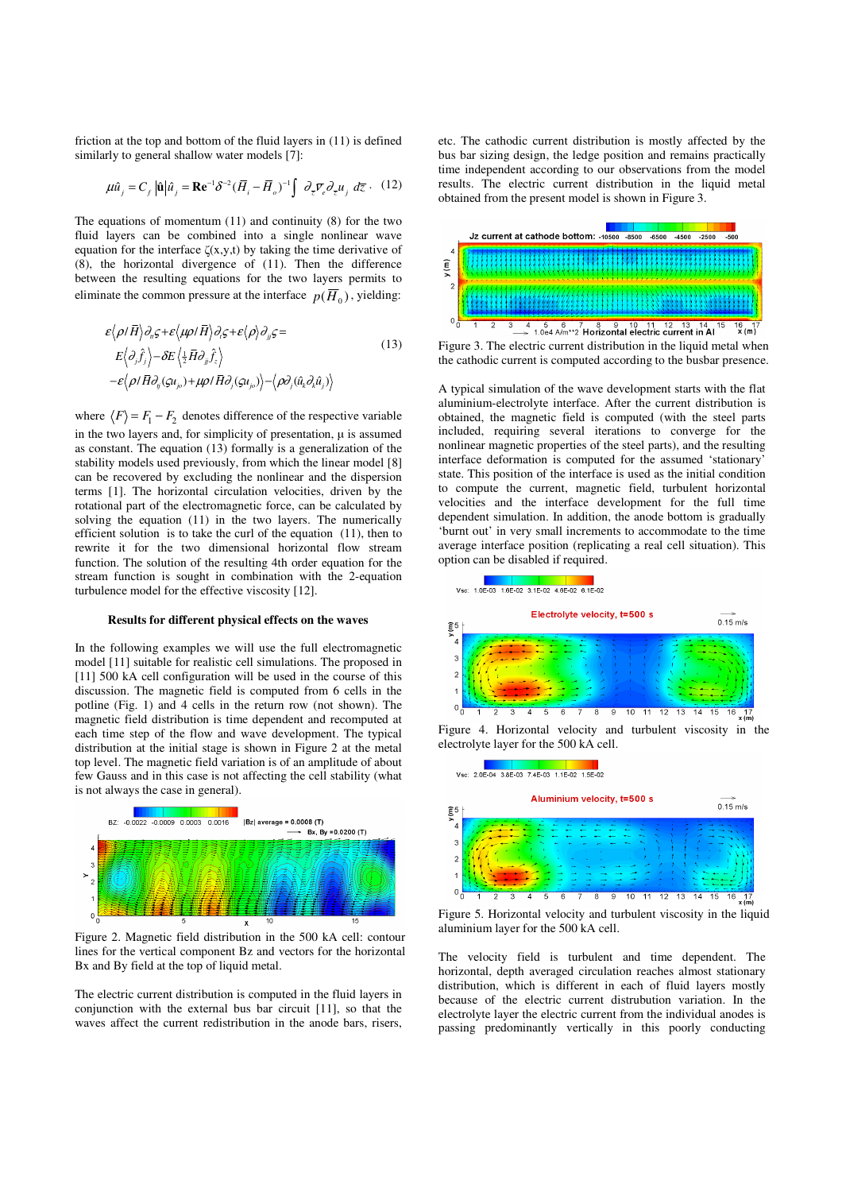friction at the top and bottom of the fluid layers in (11) is defined similarly to general shallow water models [7]:

$$\mu \hat{u}_j = C_f \left|\hat{\mathbf{u}}\right| \hat{u}_j = \mathbf{Re}^{-1}\delta^{-2}(\bar{H}_i - \bar{H}_o)^{-1}\int \partial_z \nu_e \partial_z u_j \, dz \cdot \quad (12)$$

The equations of momentum (11) and continuity (8) for the two fluid layers can be combined into a single nonlinear wave equation for the interface $\zeta(x,y,t)$ by taking the time derivative of (8), the horizontal divergence of (11). Then the difference between the resulting equations for the two layers permits to eliminate the common pressure at the interface $p(\bar{H}_0)$, yielding:

$$\begin{aligned} &\varepsilon\langle\rho/\bar{H}\rangle\partial_{tt}\varsigma + \varepsilon\langle\mu\rho/\bar{H}\rangle\partial_t\varsigma + \varepsilon\langle\rho\rangle\partial_{jj}\varsigma = \\ &E\langle\partial_j\hat{f}_j\rangle - \delta E\left\langle\tfrac{1}{2}\bar{H}\partial_{jj}\hat{f}_z\right\rangle \\ &-\varepsilon\left\langle\rho/\bar{H}\partial_{tj}(\varsigma u_{j0}) + \mu\rho/\bar{H}\partial_j(\varsigma u_{j0})\right\rangle - \left\langle\rho\partial_j(\hat{u}_k\partial_k\hat{u}_j)\right\rangle \end{aligned} \quad (13)$$

where $\langle F\rangle = F_1 - F_2$ denotes difference of the respective variable in the two layers and, for simplicity of presentation, μ is assumed as constant. The equation (13) formally is a generalization of the stability models used previously, from which the linear model [8] can be recovered by excluding the nonlinear and the dispersion terms [1]. The horizontal circulation velocities, driven by the rotational part of the electromagnetic force, can be calculated by solving the equation (11) in the two layers. The numerically efficient solution is to take the curl of the equation (11), then to rewrite it for the two dimensional horizontal flow stream function. The solution of the resulting 4th order equation for the stream function is sought in combination with the 2-equation turbulence model for the effective viscosity [12].

### Results for different physical effects on the waves

In the following examples we will use the full electromagnetic model [11] suitable for realistic cell simulations. The proposed in [11] 500 kA cell configuration will be used in the course of this discussion. The magnetic field is computed from 6 cells in the potline (Fig. 1) and 4 cells in the return row (not shown). The magnetic field distribution is time dependent and recomputed at each time step of the flow and wave development. The typical distribution at the initial stage is shown in Figure 2 at the metal top level. The magnetic field variation is of an amplitude of about few Gauss and in this case is not affecting the cell stability (what is not always the case in general).

Figure 2. Magnetic field distribution in the 500 kA cell: contour lines for the vertical component Bz and vectors for the horizontal Bx and By field at the top of liquid metal.

The electric current distribution is computed in the fluid layers in conjunction with the external bus bar circuit [11], so that the waves affect the current redistribution in the anode bars, risers, etc. The cathodic current distribution is mostly affected by the bus bar sizing design, the ledge position and remains practically time independent according to our observations from the model results. The electric current distribution in the liquid metal obtained from the present model is shown in Figure 3.

Figure 3. The electric current distribution in the liquid metal when the cathodic current is computed according to the busbar presence.

A typical simulation of the wave development starts with the flat aluminium-electrolyte interface. After the current distribution is obtained, the magnetic field is computed (with the steel parts included, requiring several iterations to converge for the nonlinear magnetic properties of the steel parts), and the resulting interface deformation is computed for the assumed 'stationary' state. This position of the interface is used as the initial condition to compute the current, magnetic field, turbulent horizontal velocities and the interface development for the full time dependent simulation. In addition, the anode bottom is gradually 'burnt out' in very small increments to accommodate to the time average interface position (replicating a real cell situation). This option can be disabled if required.

Figure 4. Horizontal velocity and turbulent viscosity in the electrolyte layer for the 500 kA cell.

Figure 5. Horizontal velocity and turbulent viscosity in the liquid aluminium layer for the 500 kA cell.

The velocity field is turbulent and time dependent. The horizontal, depth averaged circulation reaches almost stationary distribution, which is different in each of fluid layers mostly because of the electric current distrubution variation. In the electrolyte layer the electric current from the individual anodes is passing predominantly vertically in this poorly conducting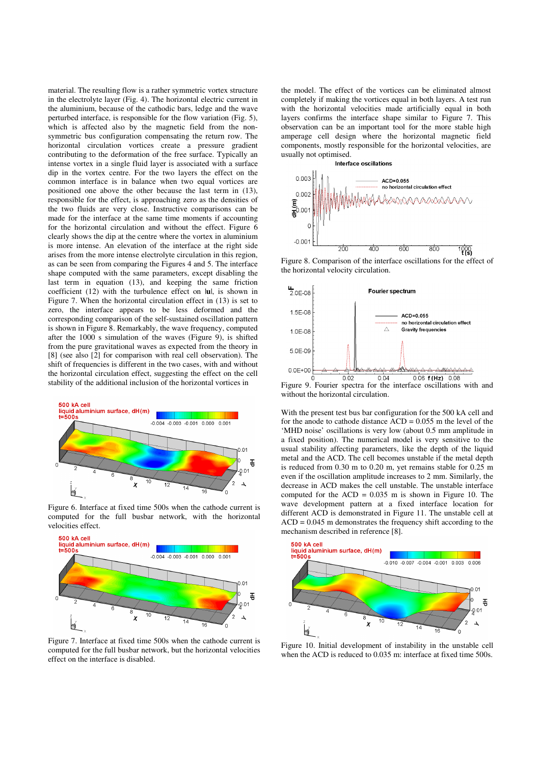material. The resulting flow is a rather symmetric vortex structure in the electrolyte layer (Fig. 4). The horizontal electric current in the aluminium, because of the cathodic bars, ledge and the wave perturbed interface, is responsible for the flow variation (Fig. 5), which is affected also by the magnetic field from the non-symmetric bus configuration compensating the return row. The horizontal circulation vortices create a pressure gradient contributing to the deformation of the free surface. Typically an intense vortex in a single fluid layer is associated with a surface dip in the vortex centre. For the two layers the effect on the common interface is in balance when two equal vortices are positioned one above the other because the last term in (13), responsible for the effect, is approaching zero as the densities of the two fluids are very close. Instructive comparisons can be made for the interface at the same time moments if accounting for the horizontal circulation and without the effect. Figure 6 clearly shows the dip at the centre where the vortex in aluminium is more intense. An elevation of the interface at the right side arises from the more intense electrolyte circulation in this region, as can be seen from comparing the Figures 4 and 5. The interface shape computed with the same parameters, except disabling the last term in equation (13), and keeping the same friction coefficient (12) with the turbulence effect on $|\mathbf{u}|$, is shown in Figure 7. When the horizontal circulation effect in (13) is set to zero, the interface appears to be less deformed and the corresponding comparison of the self-sustained oscillation pattern is shown in Figure 8. Remarkably, the wave frequency, computed after the 1000 s simulation of the waves (Figure 9), is shifted from the pure gravitational waves as expected from the theory in [8] (see also [2] for comparison with real cell observation). The shift of frequencies is different in the two cases, with and without the horizontal circulation effect, suggesting the effect on the cell stability of the additional inclusion of the horizontal vortices in

Figure 6. Interface at fixed time 500s when the cathode current is computed for the full busbar network, with the horizontal velocities effect.

Figure 7. Interface at fixed time 500s when the cathode current is computed for the full busbar network, but the horizontal velocities effect on the interface is disabled.

the model. The effect of the vortices can be eliminated almost completely if making the vortices equal in both layers. A test run with the horizontal velocities made artificially equal in both layers confirms the interface shape similar to Figure 7. This observation can be an important tool for the more stable high amperage cell design where the horizontal magnetic field components, mostly responsible for the horizontal velocities, are usually not optimised.

Figure 8. Comparison of the interface oscillations for the effect of the horizontal velocity circulation.

Figure 9. Fourier spectra for the interface oscillations with and without the horizontal circulation.

With the present test bus bar configuration for the 500 kA cell and for the anode to cathode distance ACD = 0.055 m the level of the 'MHD noise' oscillations is very low (about 0.5 mm amplitude in a fixed position). The numerical model is very sensitive to the usual stability affecting parameters, like the depth of the liquid metal and the ACD. The cell becomes unstable if the metal depth is reduced from 0.30 m to 0.20 m, yet remains stable for 0.25 m even if the oscillation amplitude increases to 2 mm. Similarly, the decrease in ACD makes the cell unstable. The unstable interface computed for the ACD = 0.035 m is shown in Figure 10. The wave development pattern at a fixed interface location for different ACD is demonstrated in Figure 11. The unstable cell at ACD = 0.045 m demonstrates the frequency shift according to the mechanism described in reference [8].

Figure 10. Initial development of instability in the unstable cell when the ACD is reduced to 0.035 m: interface at fixed time 500s.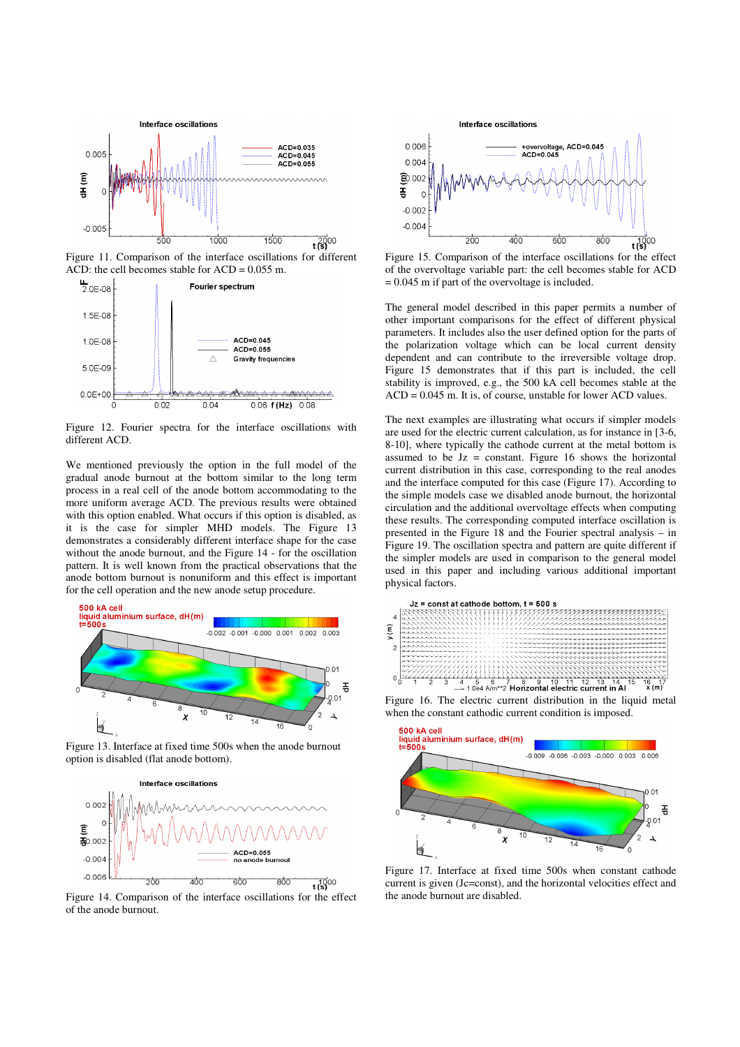Figure 11. Comparison of the interface oscillations for different ACD: the cell becomes stable for ACD = 0.055 m.

Figure 12. Fourier spectra for the interface oscillations with different ACD.

We mentioned previously the option in the full model of the gradual anode burnout at the bottom similar to the long term process in a real cell of the anode bottom accommodating to the more uniform average ACD. The previous results were obtained with this option enabled. What occurs if this option is disabled, as it is the case for simpler MHD models. The Figure 13 demonstrates a considerably different interface shape for the case without the anode burnout, and the Figure 14 - for the oscillation pattern. It is well known from the practical observations that the anode bottom burnout is nonuniform and this effect is important for the cell operation and the new anode setup procedure.

Figure 13. Interface at fixed time 500s when the anode burnout option is disabled (flat anode bottom).

Figure 14. Comparison of the interface oscillations for the effect of the anode burnout.

Figure 15. Comparison of the interface oscillations for the effect of the overvoltage variable part: the cell becomes stable for ACD = 0.045 m if part of the overvoltage is included.

The general model described in this paper permits a number of other important comparisons for the effect of different physical parameters. It includes also the user defined option for the parts of the polarization voltage which can be local current density dependent and can contribute to the irreversible voltage drop. Figure 15 demonstrates that if this part is included, the cell stability is improved, e.g., the 500 kA cell becomes stable at the ACD = 0.045 m. It is, of course, unstable for lower ACD values.

The next examples are illustrating what occurs if simpler models are used for the electric current calculation, as for instance in [3-6, 8-10], where typically the cathode current at the metal bottom is assumed to be Jz = constant. Figure 16 shows the horizontal current distribution in this case, corresponding to the real anodes and the interface computed for this case (Figure 17). According to the simple models case we disabled anode burnout, the horizontal circulation and the additional overvoltage effects when computing these results. The corresponding computed interface oscillation is presented in the Figure 18 and the Fourier spectral analysis – in Figure 19. The oscillation spectra and pattern are quite different if the simpler models are used in comparison to the general model used in this paper and including various additional important physical factors.

Figure 16. The electric current distribution in the liquid metal when the constant cathodic current condition is imposed.

Figure 17. Interface at fixed time 500s when constant cathode current is given (Jc=const), and the horizontal velocities effect and the anode burnout are disabled.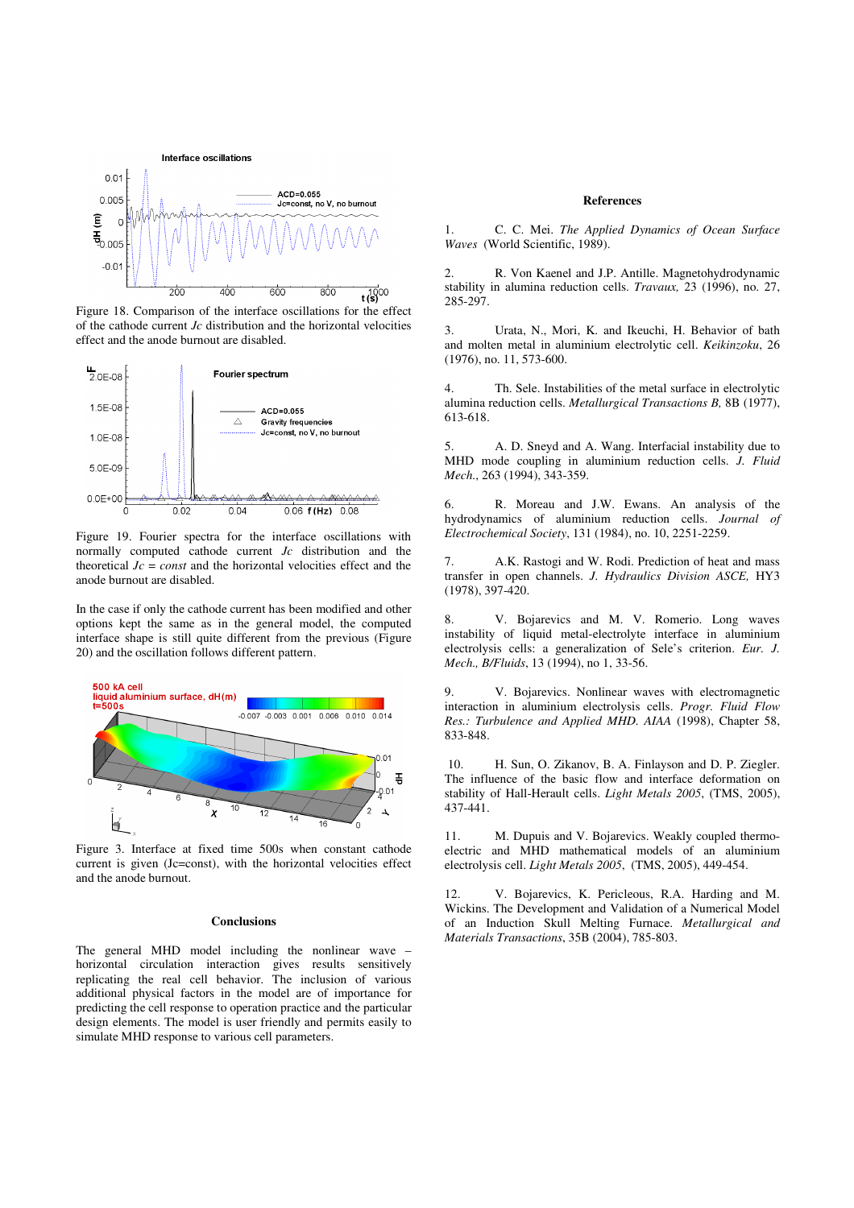Interface oscillations

0.01

0.005

0

-0.005

-0.01

dH (m)

200 400 600 800 1000

t (s)

ACD=0.055

Jc=const, no V, no burnout

Figure 18. Comparison of the interface oscillations for the effect of the cathode current *Jc* distribution and the horizontal velocities effect and the anode burnout are disabled.

Fourier spectrum

F

2.0E-08

1.5E-08

1.0E-08

5.0E-09

0.0E+00

0 0.02 0.04 0.06 f (Hz) 0.08

ACD=0.055

Gravity frequencies

Jc=const, no V, no burnout

Figure 19. Fourier spectra for the interface oscillations with normally computed cathode current *Jc* distribution and the theoretical *Jc = const* and the horizontal velocities effect and the anode burnout are disabled.

In the case if only the cathode current has been modified and other options kept the same as in the general model, the computed interface shape is still quite different from the previous (Figure 20) and the oscillation follows different pattern.

500 kA cell

liquid aluminium surface, dH(m)

t=500s

-0.007 -0.003 0.001 0.006 0.010 0.014

0.01

0

-0.01

dH

0 2 4 6 8 10 12 14 16

X

Y

Figure 3. Interface at fixed time 500s when constant cathode current is given (Jc=const), with the horizontal velocities effect and the anode burnout.

## Conclusions

The general MHD model including the nonlinear wave – horizontal circulation interaction gives results sensitively replicating the real cell behavior. The inclusion of various additional physical factors in the model are of importance for predicting the cell response to operation practice and the particular design elements. The model is user friendly and permits easily to simulate MHD response to various cell parameters.

## References

1. C. C. Mei. *The Applied Dynamics of Ocean Surface Waves* (World Scientific, 1989).

2. R. Von Kaenel and J.P. Antille. Magnetohydrodynamic stability in alumina reduction cells. *Travaux,* 23 (1996), no. 27, 285-297.

3. Urata, N., Mori, K. and Ikeuchi, H. Behavior of bath and molten metal in aluminium electrolytic cell. *Keikinzoku*, 26 (1976), no. 11, 573-600.

4. Th. Sele. Instabilities of the metal surface in electrolytic alumina reduction cells. *Metallurgical Transactions B,* 8B (1977), 613-618.

5. A. D. Sneyd and A. Wang. Interfacial instability due to MHD mode coupling in aluminium reduction cells. *J. Fluid Mech.*, 263 (1994), 343-359.

6. R. Moreau and J.W. Ewans. An analysis of the hydrodynamics of aluminium reduction cells. *Journal of Electrochemical Society*, 131 (1984), no. 10, 2251-2259.

7. A.K. Rastogi and W. Rodi. Prediction of heat and mass transfer in open channels. *J. Hydraulics Division ASCE,* HY3 (1978), 397-420.

8. V. Bojarevics and M. V. Romerio. Long waves instability of liquid metal-electrolyte interface in aluminium electrolysis cells: a generalization of Sele's criterion. *Eur. J. Mech., B/Fluids*, 13 (1994), no 1, 33-56.

9. V. Bojarevics. Nonlinear waves with electromagnetic interaction in aluminium electrolysis cells. *Progr. Fluid Flow Res.: Turbulence and Applied MHD. AIAA* (1998), Chapter 58, 833-848.

10. H. Sun, O. Zikanov, B. A. Finlayson and D. P. Ziegler. The influence of the basic flow and interface deformation on stability of Hall-Herault cells. *Light Metals 2005*, (TMS, 2005), 437-441.

11. M. Dupuis and V. Bojarevics. Weakly coupled thermo-electric and MHD mathematical models of an aluminium electrolysis cell. *Light Metals 2005*, (TMS, 2005), 449-454.

12. V. Bojarevics, K. Pericleous, R.A. Harding and M. Wickins. The Development and Validation of a Numerical Model of an Induction Skull Melting Furnace. *Metallurgical and Materials Transactions*, 35B (2004), 785-803.